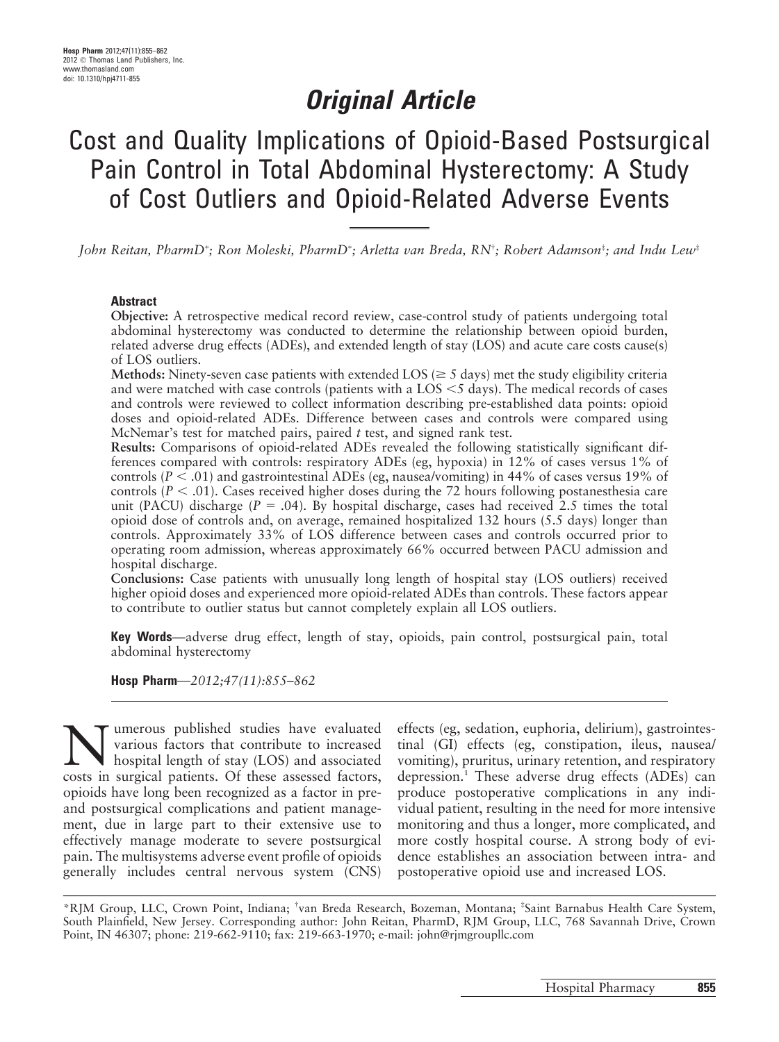*Original Article*

# Cost and Quality Implications of Opioid-Based Postsurgical Pain Control in Total Abdominal Hysterectomy: A Study of Cost Outliers and Opioid-Related Adverse Events

*John Reitan, PharmD*; Ron Moleski, PharmD*; Arletta van Breda, RN†; Robert Adamson‡; and Indu Lew‡*

### Abstract

**Objective:** A retrospective medical record review, case-control study of patients undergoing total abdominal hysterectomy was conducted to determine the relationship between opioid burden, related adverse drug effects (ADEs), and extended length of stay (LOS) and acute care costs cause(s) of LOS outliers.

**Methods:** Ninety-seven case patients with extended LOS ($\geq$ 5 days) met the study eligibility criteria and were matched with case controls (patients with a LOS <5 days). The medical records of cases and controls were reviewed to collect information describing pre-established data points: opioid doses and opioid-related ADEs. Difference between cases and controls were compared using McNemar's test for matched pairs, paired *t* test, and signed rank test.

**Results:** Comparisons of opioid-related ADEs revealed the following statistically significant differences compared with controls: respiratory ADEs (eg, hypoxia) in 12% of cases versus 1% of controls ($P < .01$) and gastrointestinal ADEs (eg, nausea/vomiting) in 44% of cases versus 19% of controls ($P < .01$). Cases received higher doses during the 72 hours following postanesthesia care unit (PACU) discharge ($P = .04$). By hospital discharge, cases had received 2.5 times the total opioid dose of controls and, on average, remained hospitalized 132 hours (5.5 days) longer than controls. Approximately 33% of LOS difference between cases and controls occurred prior to operating room admission, whereas approximately 66% occurred between PACU admission and hospital discharge.

**Conclusions:** Case patients with unusually long length of hospital stay (LOS outliers) received higher opioid doses and experienced more opioid-related ADEs than controls. These factors appear to contribute to outlier status but cannot completely explain all LOS outliers.

**Key Words**—adverse drug effect, length of stay, opioids, pain control, postsurgical pain, total abdominal hysterectomy

**Hosp Pharm**—*2012;47(11):855–862*

Numerous published studies have evaluated various factors that contribute to increased hospital length of stay (LOS) and associated costs in surgical patients. Of these assessed factors, opioids have long been recognized as a factor in pre- and postsurgical complications and patient management, due in large part to their extensive use to effectively manage moderate to severe postsurgical pain. The multisystems adverse event profile of opioids generally includes central nervous system (CNS) effects (eg, sedation, euphoria, delirium), gastrointestinal (GI) effects (eg, constipation, ileus, nausea/vomiting), pruritus, urinary retention, and respiratory depression.[1] These adverse drug effects (ADEs) can produce postoperative complications in any individual patient, resulting in the need for more intensive monitoring and thus a longer, more complicated, and more costly hospital course. A strong body of evidence establishes an association between intra- and postoperative opioid use and increased LOS.

*RJM Group, LLC, Crown Point, Indiana; †van Breda Research, Bozeman, Montana; ‡Saint Barnabus Health Care System, South Plainfield, New Jersey. Corresponding author: John Reitan, PharmD, RJM Group, LLC, 768 Savannah Drive, Crown Point, IN 46307; phone: 219-662-9110; fax: 219-663-1970; e-mail: john@rjmgroupllc.com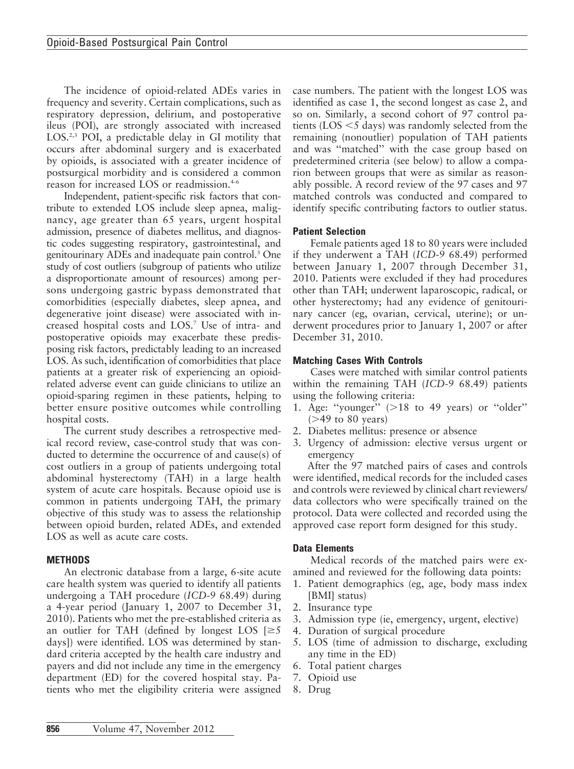The incidence of opioid-related ADEs varies in frequency and severity. Certain complications, such as respiratory depression, delirium, and postoperative ileus (POI), are strongly associated with increased LOS.[2,3] POI, a predictable delay in GI motility that occurs after abdominal surgery and is exacerbated by opioids, is associated with a greater incidence of postsurgical morbidity and is considered a common reason for increased LOS or readmission.[4-6]

Independent, patient-specific risk factors that contribute to extended LOS include sleep apnea, malignancy, age greater than 65 years, urgent hospital admission, presence of diabetes mellitus, and diagnostic codes suggesting respiratory, gastrointestinal, and genitourinary ADEs and inadequate pain control.[3] One study of cost outliers (subgroup of patients who utilize a disproportionate amount of resources) among persons undergoing gastric bypass demonstrated that comorbidities (especially diabetes, sleep apnea, and degenerative joint disease) were associated with increased hospital costs and LOS.[7] Use of intra- and postoperative opioids may exacerbate these predisposing risk factors, predictably leading to an increased LOS. As such, identification of comorbidities that place patients at a greater risk of experiencing an opioid-related adverse event can guide clinicians to utilize an opioid-sparing regimen in these patients, helping to better ensure positive outcomes while controlling hospital costs.

The current study describes a retrospective medical record review, case-control study that was conducted to determine the occurrence of and cause(s) of cost outliers in a group of patients undergoing total abdominal hysterectomy (TAH) in a large health system of acute care hospitals. Because opioid use is common in patients undergoing TAH, the primary objective of this study was to assess the relationship between opioid burden, related ADEs, and extended LOS as well as acute care costs.

## METHODS

An electronic database from a large, 6-site acute care health system was queried to identify all patients undergoing a TAH procedure (*ICD-9* 68.49) during a 4-year period (January 1, 2007 to December 31, 2010). Patients who met the pre-established criteria as an outlier for TAH (defined by longest LOS [$\geq$5 days]) were identified. LOS was determined by standard criteria accepted by the health care industry and payers and did not include any time in the emergency department (ED) for the covered hospital stay. Patients who met the eligibility criteria were assigned case numbers. The patient with the longest LOS was identified as case 1, the second longest as case 2, and so on. Similarly, a second cohort of 97 control patients (LOS $<$5 days) was randomly selected from the remaining (nonoutlier) population of TAH patients and was "matched" with the case group based on predetermined criteria (see below) to allow a comparison between groups that were as similar as reasonably possible. A record review of the 97 cases and 97 matched controls was conducted and compared to identify specific contributing factors to outlier status.

### Patient Selection

Female patients aged 18 to 80 years were included if they underwent a TAH (*ICD-9* 68.49) performed between January 1, 2007 through December 31, 2010. Patients were excluded if they had procedures other than TAH; underwent laparoscopic, radical, or other hysterectomy; had any evidence of genitourinary cancer (eg, ovarian, cervical, uterine); or underwent procedures prior to January 1, 2007 or after December 31, 2010.

### Matching Cases With Controls

Cases were matched with similar control patients within the remaining TAH (*ICD-9* 68.49) patients using the following criteria:

1. Age: "younger" ($>$18 to 49 years) or "older" ($>$49 to 80 years)
2. Diabetes mellitus: presence or absence
3. Urgency of admission: elective versus urgent or emergency

After the 97 matched pairs of cases and controls were identified, medical records for the included cases and controls were reviewed by clinical chart reviewers/data collectors who were specifically trained on the protocol. Data were collected and recorded using the approved case report form designed for this study.

### Data Elements

Medical records of the matched pairs were examined and reviewed for the following data points:

1. Patient demographics (eg, age, body mass index [BMI] status)
2. Insurance type
3. Admission type (ie, emergency, urgent, elective)
4. Duration of surgical procedure
5. LOS (time of admission to discharge, excluding any time in the ED)
6. Total patient charges
7. Opioid use
8. Drug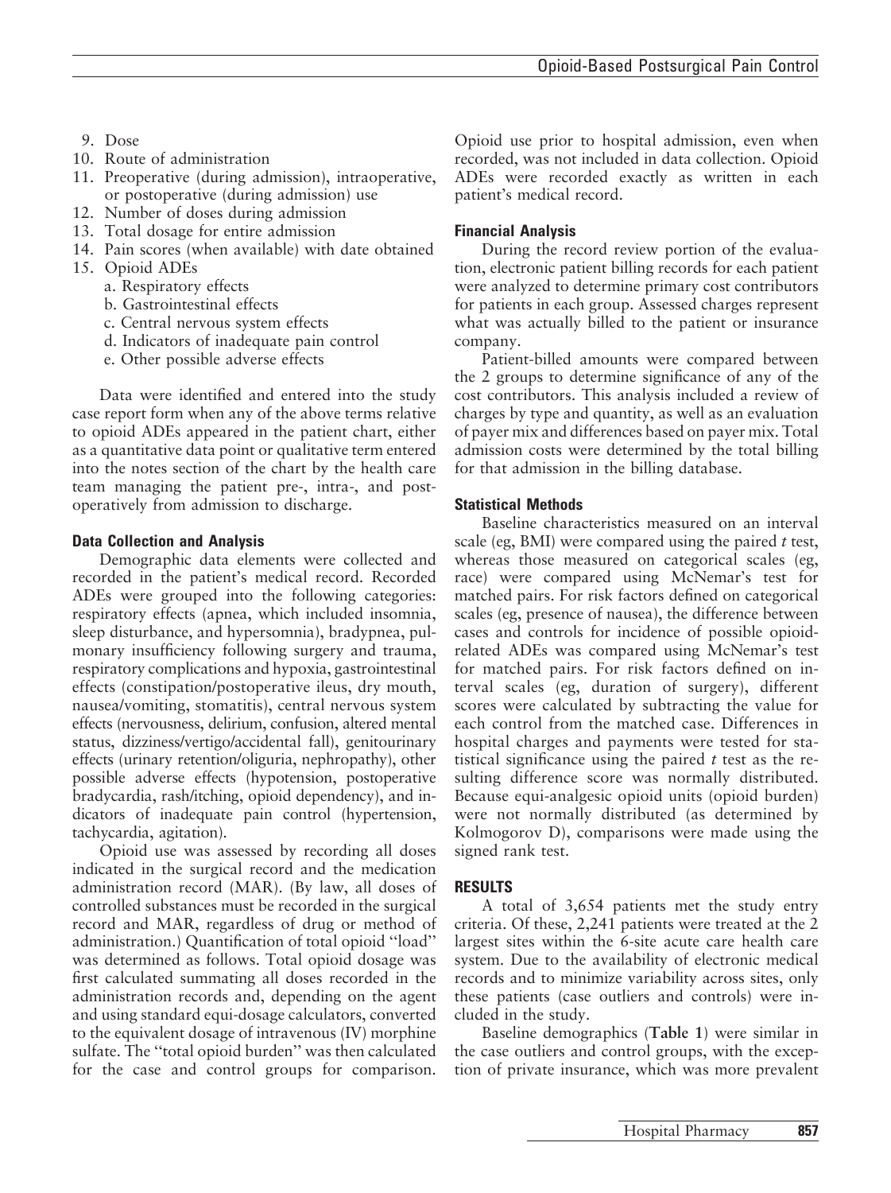9. Dose
10. Route of administration
11. Preoperative (during admission), intraoperative, or postoperative (during admission) use
12. Number of doses during admission
13. Total dosage for entire admission
14. Pain scores (when available) with date obtained
15. Opioid ADEs
    a. Respiratory effects
    b. Gastrointestinal effects
    c. Central nervous system effects
    d. Indicators of inadequate pain control
    e. Other possible adverse effects

Data were identified and entered into the study case report form when any of the above terms relative to opioid ADEs appeared in the patient chart, either as a quantitative data point or qualitative term entered into the notes section of the chart by the health care team managing the patient pre-, intra-, and postoperatively from admission to discharge.

### Data Collection and Analysis

Demographic data elements were collected and recorded in the patient's medical record. Recorded ADEs were grouped into the following categories: respiratory effects (apnea, which included insomnia, sleep disturbance, and hypersomnia), bradypnea, pulmonary insufficiency following surgery and trauma, respiratory complications and hypoxia, gastrointestinal effects (constipation/postoperative ileus, dry mouth, nausea/vomiting, stomatitis), central nervous system effects (nervousness, delirium, confusion, altered mental status, dizziness/vertigo/accidental fall), genitourinary effects (urinary retention/oliguria, nephropathy), other possible adverse effects (hypotension, postoperative bradycardia, rash/itching, opioid dependency), and indicators of inadequate pain control (hypertension, tachycardia, agitation).

Opioid use was assessed by recording all doses indicated in the surgical record and the medication administration record (MAR). (By law, all doses of controlled substances must be recorded in the surgical record and MAR, regardless of drug or method of administration.) Quantification of total opioid "load" was determined as follows. Total opioid dosage was first calculated summating all doses recorded in the administration records and, depending on the agent and using standard equi-dosage calculators, converted to the equivalent dosage of intravenous (IV) morphine sulfate. The "total opioid burden" was then calculated for the case and control groups for comparison. Opioid use prior to hospital admission, even when recorded, was not included in data collection. Opioid ADEs were recorded exactly as written in each patient's medical record.

### Financial Analysis

During the record review portion of the evaluation, electronic patient billing records for each patient were analyzed to determine primary cost contributors for patients in each group. Assessed charges represent what was actually billed to the patient or insurance company.

Patient-billed amounts were compared between the 2 groups to determine significance of any of the cost contributors. This analysis included a review of charges by type and quantity, as well as an evaluation of payer mix and differences based on payer mix. Total admission costs were determined by the total billing for that admission in the billing database.

### Statistical Methods

Baseline characteristics measured on an interval scale (eg, BMI) were compared using the paired *t* test, whereas those measured on categorical scales (eg, race) were compared using McNemar's test for matched pairs. For risk factors defined on categorical scales (eg, presence of nausea), the difference between cases and controls for incidence of possible opioid-related ADEs was compared using McNemar's test for matched pairs. For risk factors defined on interval scales (eg, duration of surgery), different scores were calculated by subtracting the value for each control from the matched case. Differences in hospital charges and payments were tested for statistical significance using the paired *t* test as the resulting difference score was normally distributed. Because equi-analgesic opioid units (opioid burden) were not normally distributed (as determined by Kolmogorov D), comparisons were made using the signed rank test.

## RESULTS

A total of 3,654 patients met the study entry criteria. Of these, 2,241 patients were treated at the 2 largest sites within the 6-site acute care health care system. Due to the availability of electronic medical records and to minimize variability across sites, only these patients (case outliers and controls) were included in the study.

Baseline demographics (**Table 1**) were similar in the case outliers and control groups, with the exception of private insurance, which was more prevalent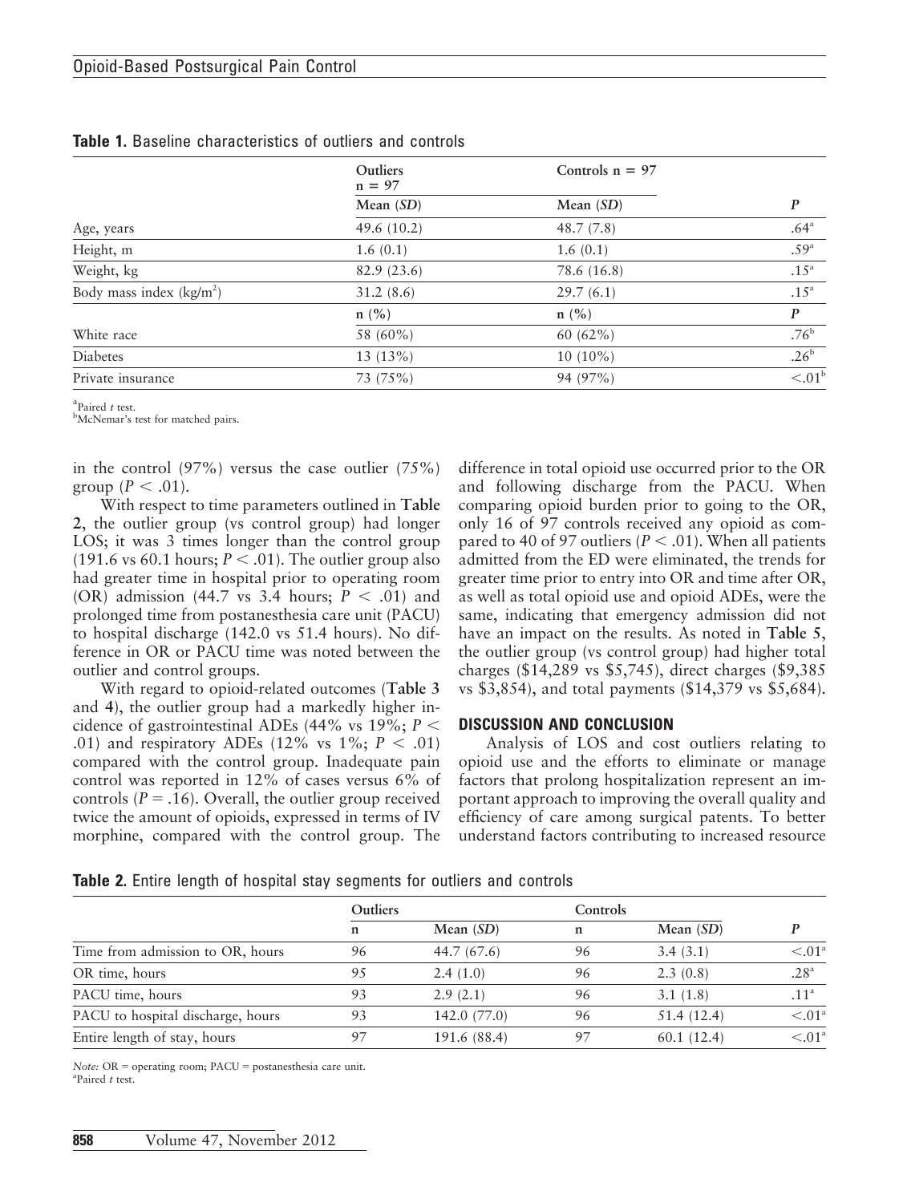**Table 1.** Baseline characteristics of outliers and controls

| | Outliers n = 97 | Controls n = 97 | |
|---|---|---|---|
| | Mean (*SD*) | Mean (*SD*) | *P* |
| Age, years | 49.6 (10.2) | 48.7 (7.8) | .64[a] |
| Height, m | 1.6 (0.1) | 1.6 (0.1) | .59[a] |
| Weight, kg | 82.9 (23.6) | 78.6 (16.8) | .15[a] |
| Body mass index (kg/m$^2$) | 31.2 (8.6) | 29.7 (6.1) | .15[a] |
| | n (%) | n (%) | *P* |
| White race | 58 (60%) | 60 (62%) | .76[b] |
| Diabetes | 13 (13%) | 10 (10%) | .26[b] |
| Private insurance | 73 (75%) | 94 (97%) | <.01[b] |

[a]Paired *t* test.
[b]McNemar's test for matched pairs.

in the control (97%) versus the case outlier (75%) group ($P < .01$).

With respect to time parameters outlined in **Table 2**, the outlier group (vs control group) had longer LOS; it was 3 times longer than the control group (191.6 vs 60.1 hours; $P < .01$). The outlier group also had greater time in hospital prior to operating room (OR) admission (44.7 vs 3.4 hours; $P < .01$) and prolonged time from postanesthesia care unit (PACU) to hospital discharge (142.0 vs 51.4 hours). No difference in OR or PACU time was noted between the outlier and control groups.

With regard to opioid-related outcomes (**Table 3** and **4**), the outlier group had a markedly higher incidence of gastrointestinal ADEs (44% vs 19%; $P < .01$) and respiratory ADEs (12% vs 1%; $P < .01$) compared with the control group. Inadequate pain control was reported in 12% of cases versus 6% of controls ($P = .16$). Overall, the outlier group received twice the amount of opioids, expressed in terms of IV morphine, compared with the control group. The difference in total opioid use occurred prior to the OR and following discharge from the PACU. When comparing opioid burden prior to going to the OR, only 16 of 97 controls received any opioid as compared to 40 of 97 outliers ($P < .01$). When all patients admitted from the ED were eliminated, the trends for greater time prior to entry into OR and time after OR, as well as total opioid use and opioid ADEs, were the same, indicating that emergency admission did not have an impact on the results. As noted in **Table 5**, the outlier group (vs control group) had higher total charges ($14,289 vs $5,745), direct charges ($9,385 vs $3,854), and total payments ($14,379 vs $5,684).

## DISCUSSION AND CONCLUSION

Analysis of LOS and cost outliers relating to opioid use and the efforts to eliminate or manage factors that prolong hospitalization represent an important approach to improving the overall quality and efficiency of care among surgical patents. To better understand factors contributing to increased resource

**Table 2.** Entire length of hospital stay segments for outliers and controls

| | Outliers | | Controls | | |
|---|---|---|---|---|---|
| | n | Mean (*SD*) | n | Mean (*SD*) | *P* |
| Time from admission to OR, hours | 96 | 44.7 (67.6) | 96 | 3.4 (3.1) | <.01[a] |
| OR time, hours | 95 | 2.4 (1.0) | 96 | 2.3 (0.8) | .28[a] |
| PACU time, hours | 93 | 2.9 (2.1) | 96 | 3.1 (1.8) | .11[a] |
| PACU to hospital discharge, hours | 93 | 142.0 (77.0) | 96 | 51.4 (12.4) | <.01[a] |
| Entire length of stay, hours | 97 | 191.6 (88.4) | 97 | 60.1 (12.4) | <.01[a] |

*Note:* OR = operating room; PACU = postanesthesia care unit.
[a]Paired *t* test.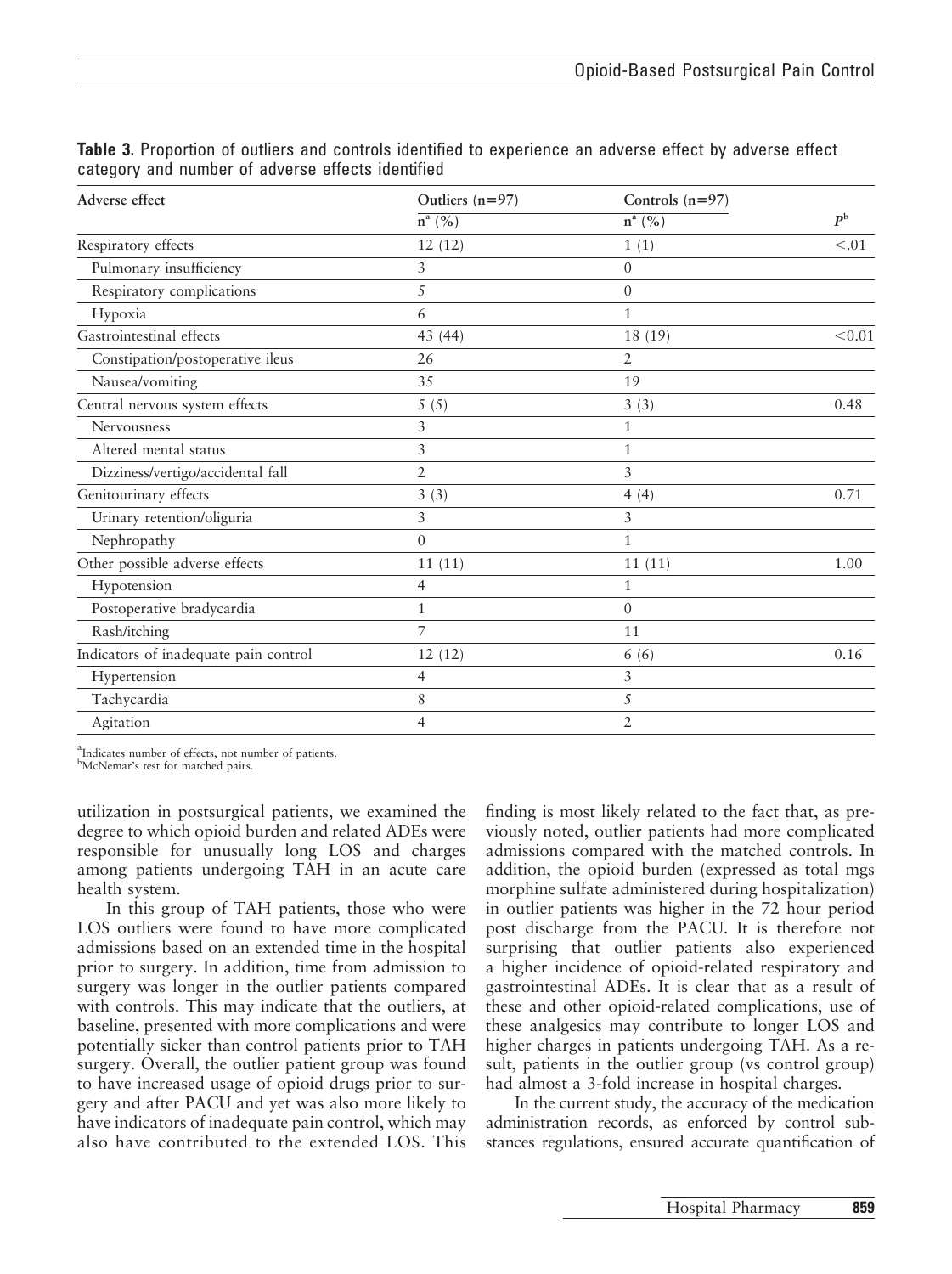**Table 3.** Proportion of outliers and controls identified to experience an adverse effect by adverse effect category and number of adverse effects identified

| Adverse effect | Outliers (n=97) | Controls (n=97) | |
|---|---|---|---|
| | n[a] (%) | n[a] (%) | P[b] |
| Respiratory effects | 12 (12) | 1 (1) | <.01 |
| Pulmonary insufficiency | 3 | 0 | |
| Respiratory complications | 5 | 0 | |
| Hypoxia | 6 | 1 | |
| Gastrointestinal effects | 43 (44) | 18 (19) | <0.01 |
| Constipation/postoperative ileus | 26 | 2 | |
| Nausea/vomiting | 35 | 19 | |
| Central nervous system effects | 5 (5) | 3 (3) | 0.48 |
| Nervousness | 3 | 1 | |
| Altered mental status | 3 | 1 | |
| Dizziness/vertigo/accidental fall | 2 | 3 | |
| Genitourinary effects | 3 (3) | 4 (4) | 0.71 |
| Urinary retention/oliguria | 3 | 3 | |
| Nephropathy | 0 | 1 | |
| Other possible adverse effects | 11 (11) | 11 (11) | 1.00 |
| Hypotension | 4 | 1 | |
| Postoperative bradycardia | 1 | 0 | |
| Rash/itching | 7 | 11 | |
| Indicators of inadequate pain control | 12 (12) | 6 (6) | 0.16 |
| Hypertension | 4 | 3 | |
| Tachycardia | 8 | 5 | |
| Agitation | 4 | 2 | |

[a]Indicates number of effects, not number of patients.
[b]McNemar's test for matched pairs.

utilization in postsurgical patients, we examined the degree to which opioid burden and related ADEs were responsible for unusually long LOS and charges among patients undergoing TAH in an acute care health system.

In this group of TAH patients, those who were LOS outliers were found to have more complicated admissions based on an extended time in the hospital prior to surgery. In addition, time from admission to surgery was longer in the outlier patients compared with controls. This may indicate that the outliers, at baseline, presented with more complications and were potentially sicker than control patients prior to TAH surgery. Overall, the outlier patient group was found to have increased usage of opioid drugs prior to surgery and after PACU and yet was also more likely to have indicators of inadequate pain control, which may also have contributed to the extended LOS. This finding is most likely related to the fact that, as previously noted, outlier patients had more complicated admissions compared with the matched controls. In addition, the opioid burden (expressed as total mgs morphine sulfate administered during hospitalization) in outlier patients was higher in the 72 hour period post discharge from the PACU. It is therefore not surprising that outlier patients also experienced a higher incidence of opioid-related respiratory and gastrointestinal ADEs. It is clear that as a result of these and other opioid-related complications, use of these analgesics may contribute to longer LOS and higher charges in patients undergoing TAH. As a result, patients in the outlier group (vs control group) had almost a 3-fold increase in hospital charges.

In the current study, the accuracy of the medication administration records, as enforced by control substances regulations, ensured accurate quantification of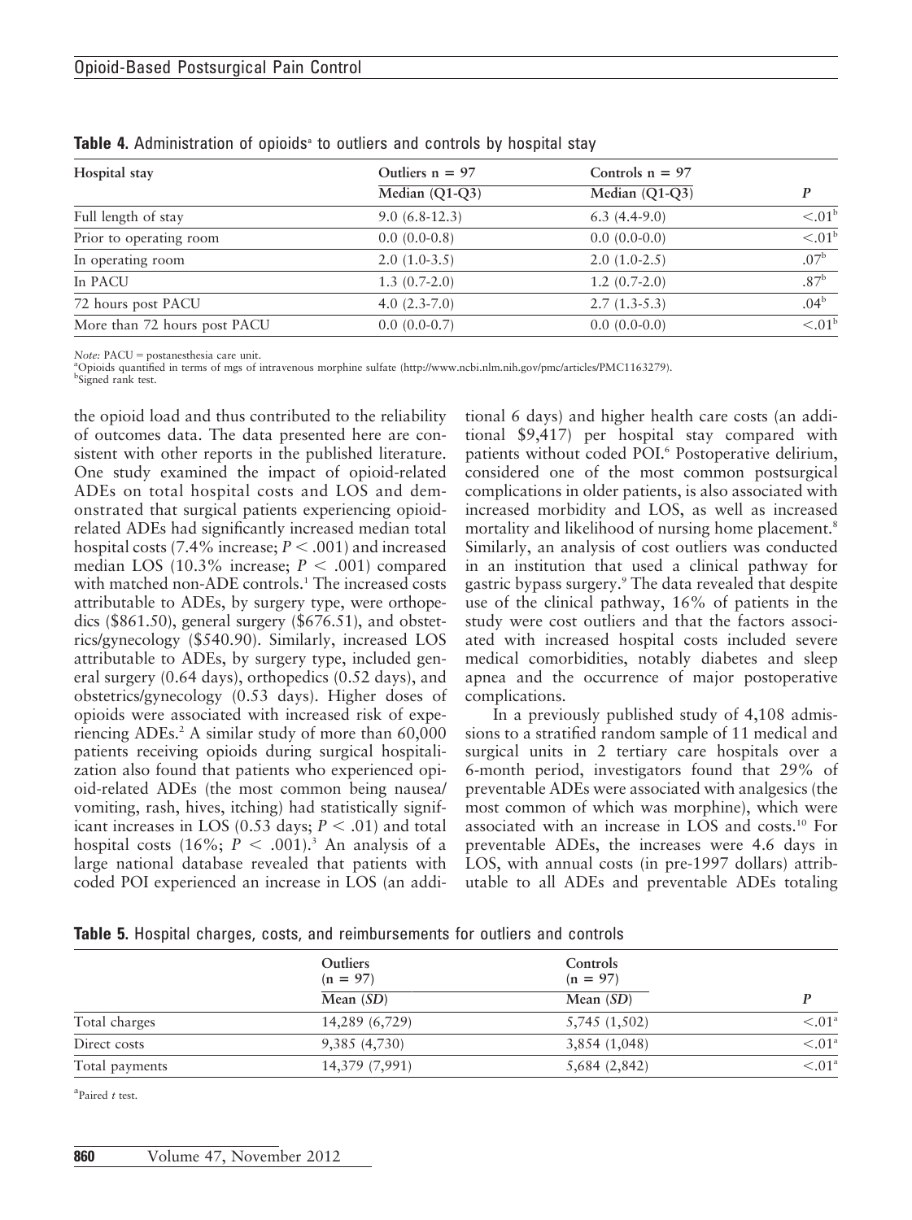**Table 4.** Administration of opioids[a] to outliers and controls by hospital stay

| Hospital stay | Outliers n = 97 | Controls n = 97 | |
|---|---|---|---|
| | Median (Q1-Q3) | Median (Q1-Q3) | P |
| Full length of stay | 9.0 (6.8-12.3) | 6.3 (4.4-9.0) | <.01[b] |
| Prior to operating room | 0.0 (0.0-0.8) | 0.0 (0.0-0.0) | <.01[b] |
| In operating room | 2.0 (1.0-3.5) | 2.0 (1.0-2.5) | .07[b] |
| In PACU | 1.3 (0.7-2.0) | 1.2 (0.7-2.0) | .87[b] |
| 72 hours post PACU | 4.0 (2.3-7.0) | 2.7 (1.3-5.3) | .04[b] |
| More than 72 hours post PACU | 0.0 (0.0-0.7) | 0.0 (0.0-0.0) | <.01[b] |

*Note:* PACU = postanesthesia care unit.
[a]Opioids quantified in terms of mgs of intravenous morphine sulfate (http://www.ncbi.nlm.nih.gov/pmc/articles/PMC1163279).
[b]Signed rank test.

the opioid load and thus contributed to the reliability of outcomes data. The data presented here are consistent with other reports in the published literature. One study examined the impact of opioid-related ADEs on total hospital costs and LOS and demonstrated that surgical patients experiencing opioid-related ADEs had significantly increased median total hospital costs (7.4% increase; $P < .001$) and increased median LOS (10.3% increase; $P < .001$) compared with matched non-ADE controls.[1] The increased costs attributable to ADEs, by surgery type, were orthopedics ($861.50), general surgery ($676.51), and obstetrics/gynecology ($540.90). Similarly, increased LOS attributable to ADEs, by surgery type, included general surgery (0.64 days), orthopedics (0.52 days), and obstetrics/gynecology (0.53 days). Higher doses of opioids were associated with increased risk of experiencing ADEs.[2] A similar study of more than 60,000 patients receiving opioids during surgical hospitalization also found that patients who experienced opioid-related ADEs (the most common being nausea/vomiting, rash, hives, itching) had statistically significant increases in LOS (0.53 days; $P < .01$) and total hospital costs (16%; $P < .001$).[3] An analysis of a large national database revealed that patients with coded POI experienced an increase in LOS (an additional 6 days) and higher health care costs (an additional $9,417) per hospital stay compared with patients without coded POI.[6] Postoperative delirium, considered one of the most common postsurgical complications in older patients, is also associated with increased morbidity and LOS, as well as increased mortality and likelihood of nursing home placement.[8] Similarly, an analysis of cost outliers was conducted in an institution that used a clinical pathway for gastric bypass surgery.[9] The data revealed that despite use of the clinical pathway, 16% of patients in the study were cost outliers and that the factors associated with increased hospital costs included severe medical comorbidities, notably diabetes and sleep apnea and the occurrence of major postoperative complications.

In a previously published study of 4,108 admissions to a stratified random sample of 11 medical and surgical units in 2 tertiary care hospitals over a 6-month period, investigators found that 29% of preventable ADEs were associated with analgesics (the most common of which was morphine), which were associated with an increase in LOS and costs.[10] For preventable ADEs, the increases were 4.6 days in LOS, with annual costs (in pre-1997 dollars) attributable to all ADEs and preventable ADEs totaling

**Table 5.** Hospital charges, costs, and reimbursements for outliers and controls

| | Outliers (n = 97) | Controls (n = 97) | |
|---|---|---|---|
| | Mean (SD) | Mean (SD) | P |
| Total charges | 14,289 (6,729) | 5,745 (1,502) | <.01[a] |
| Direct costs | 9,385 (4,730) | 3,854 (1,048) | <.01[a] |
| Total payments | 14,379 (7,991) | 5,684 (2,842) | <.01[a] |

[a]Paired *t* test.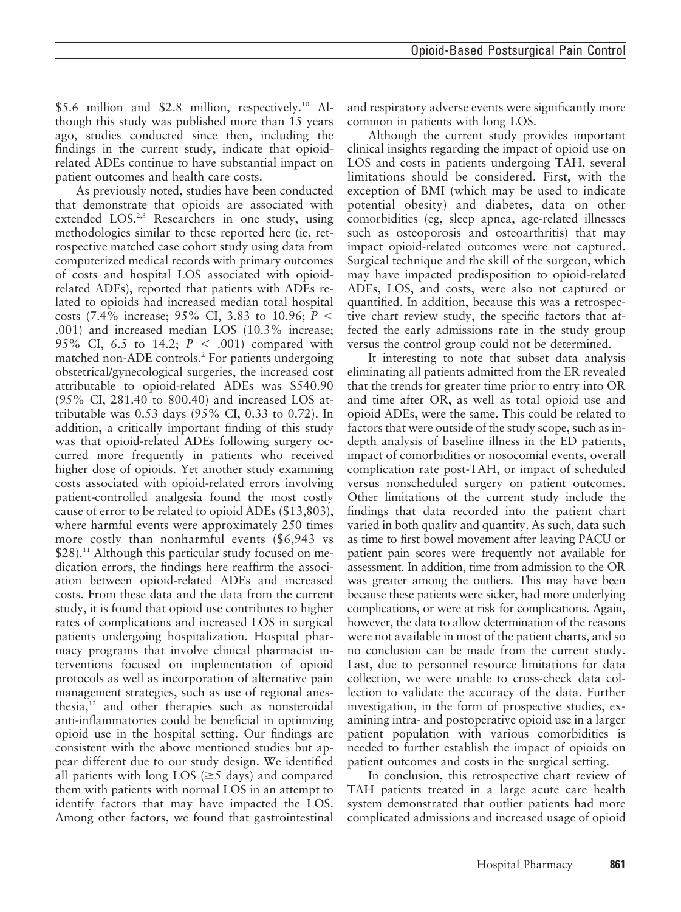\$5.6 million and \$2.8 million, respectively.[10] Although this study was published more than 15 years ago, studies conducted since then, including the findings in the current study, indicate that opioid-related ADEs continue to have substantial impact on patient outcomes and health care costs.

As previously noted, studies have been conducted that demonstrate that opioids are associated with extended LOS.[2,3] Researchers in one study, using methodologies similar to these reported here (ie, retrospective matched case cohort study using data from computerized medical records with primary outcomes of costs and hospital LOS associated with opioid-related ADEs), reported that patients with ADEs related to opioids had increased median total hospital costs (7.4% increase; 95% CI, 3.83 to 10.96; $P < .001$) and increased median LOS (10.3% increase; 95% CI, 6.5 to 14.2; $P < .001$) compared with matched non-ADE controls.[2] For patients undergoing obstetrical/gynecological surgeries, the increased cost attributable to opioid-related ADEs was \$540.90 (95% CI, 281.40 to 800.40) and increased LOS attributable was 0.53 days (95% CI, 0.33 to 0.72). In addition, a critically important finding of this study was that opioid-related ADEs following surgery occurred more frequently in patients who received higher dose of opioids. Yet another study examining costs associated with opioid-related errors involving patient-controlled analgesia found the most costly cause of error to be related to opioid ADEs (\$13,803), where harmful events were approximately 250 times more costly than nonharmful events (\$6,943 vs \$28).[11] Although this particular study focused on medication errors, the findings here reaffirm the association between opioid-related ADEs and increased costs. From these data and the data from the current study, it is found that opioid use contributes to higher rates of complications and increased LOS in surgical patients undergoing hospitalization. Hospital pharmacy programs that involve clinical pharmacist interventions focused on implementation of opioid protocols as well as incorporation of alternative pain management strategies, such as use of regional anesthesia,[12] and other therapies such as nonsteroidal anti-inflammatories could be beneficial in optimizing opioid use in the hospital setting. Our findings are consistent with the above mentioned studies but appear different due to our study design. We identified all patients with long LOS ($\geq$5 days) and compared them with patients with normal LOS in an attempt to identify factors that may have impacted the LOS. Among other factors, we found that gastrointestinal and respiratory adverse events were significantly more common in patients with long LOS.

Although the current study provides important clinical insights regarding the impact of opioid use on LOS and costs in patients undergoing TAH, several limitations should be considered. First, with the exception of BMI (which may be used to indicate potential obesity) and diabetes, data on other comorbidities (eg, sleep apnea, age-related illnesses such as osteoporosis and osteoarthritis) that may impact opioid-related outcomes were not captured. Surgical technique and the skill of the surgeon, which may have impacted predisposition to opioid-related ADEs, LOS, and costs, were also not captured or quantified. In addition, because this was a retrospective chart review study, the specific factors that affected the early admissions rate in the study group versus the control group could not be determined.

It interesting to note that subset data analysis eliminating all patients admitted from the ER revealed that the trends for greater time prior to entry into OR and time after OR, as well as total opioid use and opioid ADEs, were the same. This could be related to factors that were outside of the study scope, such as in-depth analysis of baseline illness in the ED patients, impact of comorbidities or nosocomial events, overall complication rate post-TAH, or impact of scheduled versus nonscheduled surgery on patient outcomes. Other limitations of the current study include the findings that data recorded into the patient chart varied in both quality and quantity. As such, data such as time to first bowel movement after leaving PACU or patient pain scores were frequently not available for assessment. In addition, time from admission to the OR was greater among the outliers. This may have been because these patients were sicker, had more underlying complications, or were at risk for complications. Again, however, the data to allow determination of the reasons were not available in most of the patient charts, and so no conclusion can be made from the current study. Last, due to personnel resource limitations for data collection, we were unable to cross-check data collection to validate the accuracy of the data. Further investigation, in the form of prospective studies, examining intra- and postoperative opioid use in a larger patient population with various comorbidities is needed to further establish the impact of opioids on patient outcomes and costs in the surgical setting.

In conclusion, this retrospective chart review of TAH patients treated in a large acute care health system demonstrated that outlier patients had more complicated admissions and increased usage of opioid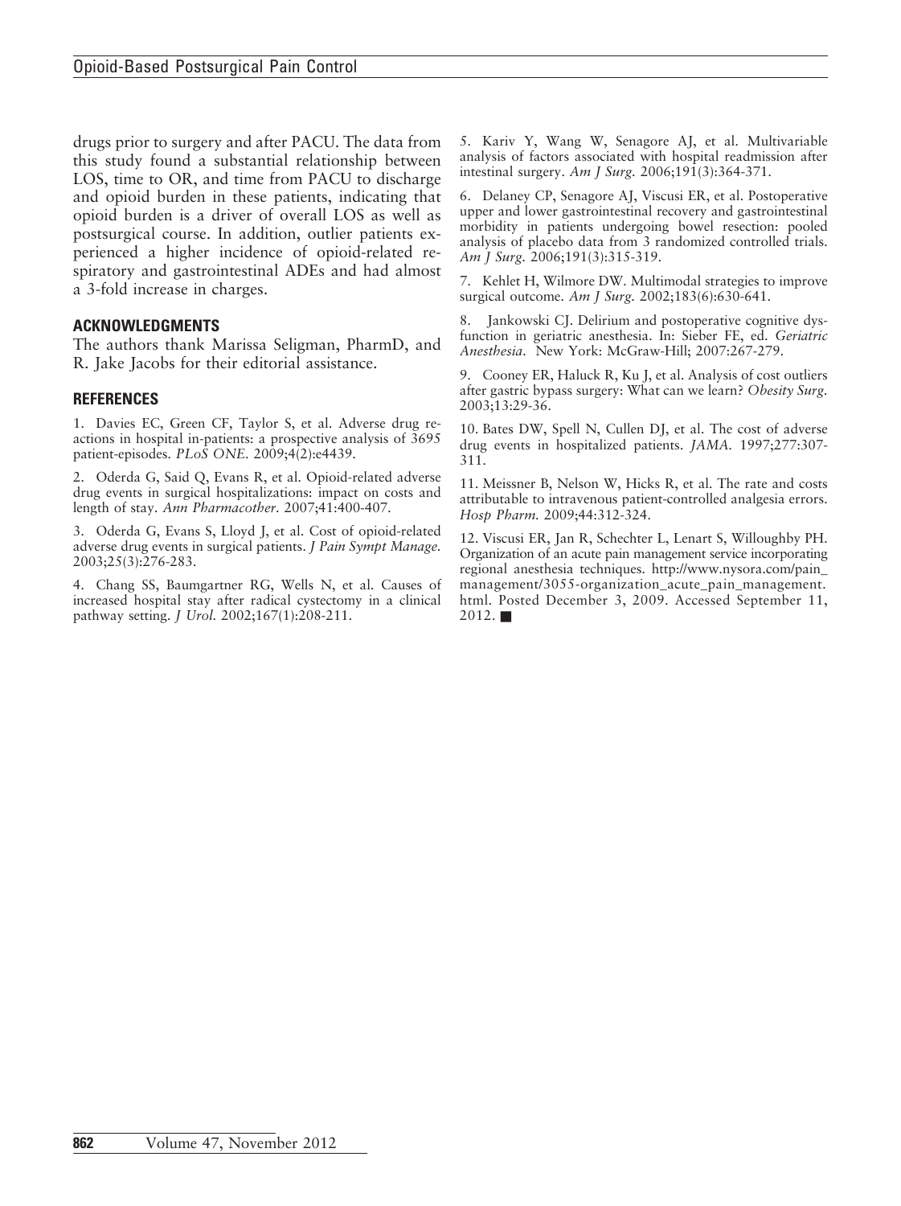drugs prior to surgery and after PACU. The data from this study found a substantial relationship between LOS, time to OR, and time from PACU to discharge and opioid burden in these patients, indicating that opioid burden is a driver of overall LOS as well as postsurgical course. In addition, outlier patients experienced a higher incidence of opioid-related respiratory and gastrointestinal ADEs and had almost a 3-fold increase in charges.

## ACKNOWLEDGMENTS

The authors thank Marissa Seligman, PharmD, and R. Jake Jacobs for their editorial assistance.

## REFERENCES

1. Davies EC, Green CF, Taylor S, et al. Adverse drug reactions in hospital in-patients: a prospective analysis of 3695 patient-episodes. *PLoS ONE*. 2009;4(2):e4439.

2. Oderda G, Said Q, Evans R, et al. Opioid-related adverse drug events in surgical hospitalizations: impact on costs and length of stay. *Ann Pharmacother*. 2007;41:400-407.

3. Oderda G, Evans S, Lloyd J, et al. Cost of opioid-related adverse drug events in surgical patients. *J Pain Sympt Manage*. 2003;25(3):276-283.

4. Chang SS, Baumgartner RG, Wells N, et al. Causes of increased hospital stay after radical cystectomy in a clinical pathway setting. *J Urol*. 2002;167(1):208-211.

5. Kariv Y, Wang W, Senagore AJ, et al. Multivariable analysis of factors associated with hospital readmission after intestinal surgery. *Am J Surg*. 2006;191(3):364-371.

6. Delaney CP, Senagore AJ, Viscusi ER, et al. Postoperative upper and lower gastrointestinal recovery and gastrointestinal morbidity in patients undergoing bowel resection: pooled analysis of placebo data from 3 randomized controlled trials. *Am J Surg*. 2006;191(3):315-319.

7. Kehlet H, Wilmore DW. Multimodal strategies to improve surgical outcome. *Am J Surg*. 2002;183(6):630-641.

8. Jankowski CJ. Delirium and postoperative cognitive dysfunction in geriatric anesthesia. In: Sieber FE, ed. *Geriatric Anesthesia*. New York: McGraw-Hill; 2007:267-279.

9. Cooney ER, Haluck R, Ku J, et al. Analysis of cost outliers after gastric bypass surgery: What can we learn? *Obesity Surg*. 2003;13:29-36.

10. Bates DW, Spell N, Cullen DJ, et al. The cost of adverse drug events in hospitalized patients. *JAMA*. 1997;277:307-311.

11. Meissner B, Nelson W, Hicks R, et al. The rate and costs attributable to intravenous patient-controlled analgesia errors. *Hosp Pharm*. 2009;44:312-324.

12. Viscusi ER, Jan R, Schechter L, Lenart S, Willoughby PH. Organization of an acute pain management service incorporating regional anesthesia techniques. http://www.nysora.com/pain_management/3055-organization_acute_pain_management.html. Posted December 3, 2009. Accessed September 11, 2012. ■